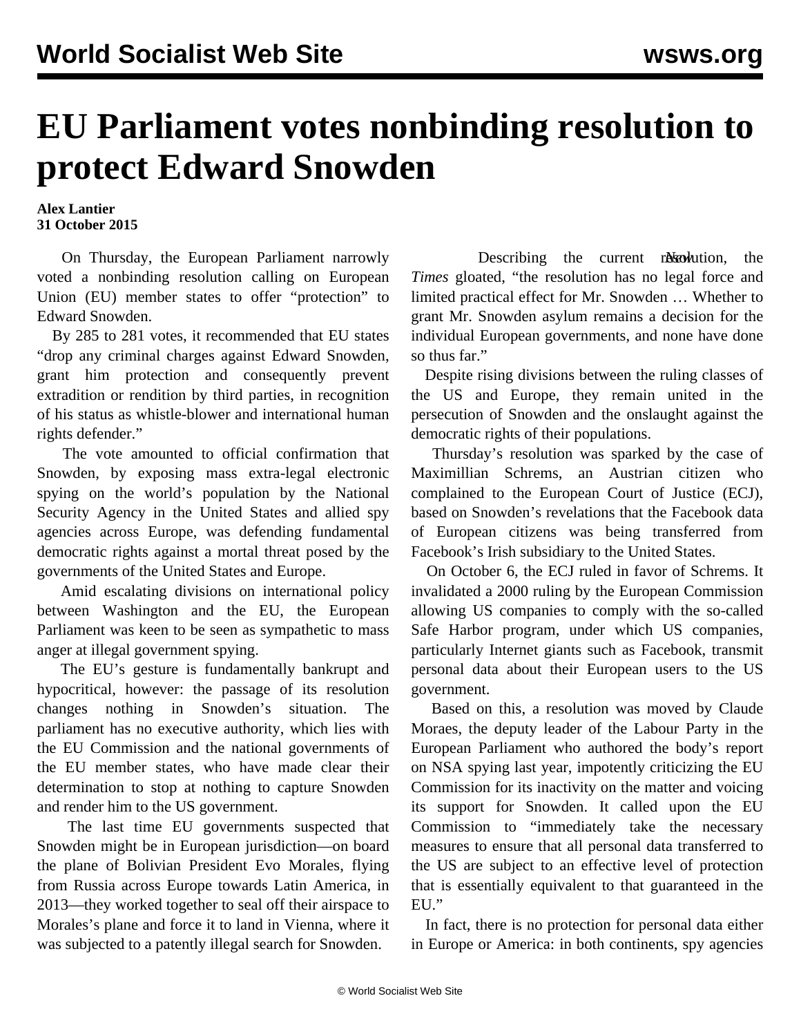# EU Parliament votes nonbinding resolution to protect Edward Snowden

**Alex Lantier**
**31 October 2015**

On Thursday, the European Parliament narrowly voted a nonbinding resolution calling on European Union (EU) member states to offer "protection" to Edward Snowden.

By 285 to 281 votes, it recommended that EU states "drop any criminal charges against Edward Snowden, grant him protection and consequently prevent extradition or rendition by third parties, in recognition of his status as whistle-blower and international human rights defender."

The vote amounted to official confirmation that Snowden, by exposing mass extra-legal electronic spying on the world's population by the National Security Agency in the United States and allied spy agencies across Europe, was defending fundamental democratic rights against a mortal threat posed by the governments of the United States and Europe.

Amid escalating divisions on international policy between Washington and the EU, the European Parliament was keen to be seen as sympathetic to mass anger at illegal government spying.

The EU's gesture is fundamentally bankrupt and hypocritical, however: the passage of its resolution changes nothing in Snowden's situation. The parliament has no executive authority, which lies with the EU Commission and the national governments of the EU member states, who have made clear their determination to stop at nothing to capture Snowden and render him to the US government.

The last time EU governments suspected that Snowden might be in European jurisdiction—on board the plane of Bolivian President Evo Morales, flying from Russia across Europe towards Latin America, in 2013—they worked together to seal off their airspace to Morales's plane and force it to land in Vienna, where it was subjected to a patently illegal search for Snowden.

Describing the current resolution, the *New York Times* gloated, "the resolution has no legal force and limited practical effect for Mr. Snowden … Whether to grant Mr. Snowden asylum remains a decision for the individual European governments, and none have done so thus far."

Despite rising divisions between the ruling classes of the US and Europe, they remain united in the persecution of Snowden and the onslaught against the democratic rights of their populations.

Thursday's resolution was sparked by the case of Maximillian Schrems, an Austrian citizen who complained to the European Court of Justice (ECJ), based on Snowden's revelations that the Facebook data of European citizens was being transferred from Facebook's Irish subsidiary to the United States.

On October 6, the ECJ ruled in favor of Schrems. It invalidated a 2000 ruling by the European Commission allowing US companies to comply with the so-called Safe Harbor program, under which US companies, particularly Internet giants such as Facebook, transmit personal data about their European users to the US government.

Based on this, a resolution was moved by Claude Moraes, the deputy leader of the Labour Party in the European Parliament who authored the body's report on NSA spying last year, impotently criticizing the EU Commission for its inactivity on the matter and voicing its support for Snowden. It called upon the EU Commission to "immediately take the necessary measures to ensure that all personal data transferred to the US are subject to an effective level of protection that is essentially equivalent to that guaranteed in the EU."

In fact, there is no protection for personal data either in Europe or America: in both continents, spy agencies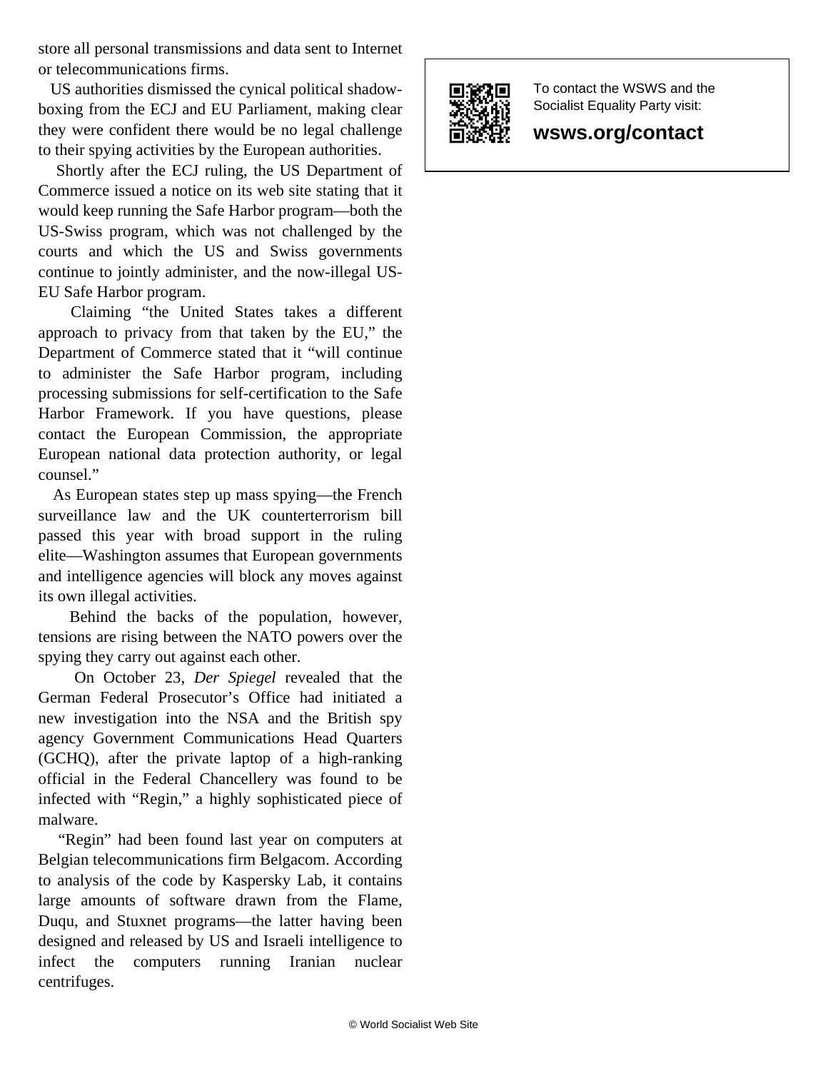store all personal transmissions and data sent to Internet or telecommunications firms.

US authorities dismissed the cynical political shadow-boxing from the ECJ and EU Parliament, making clear they were confident there would be no legal challenge to their spying activities by the European authorities.

Shortly after the ECJ ruling, the US Department of Commerce issued a notice on its web site stating that it would keep running the Safe Harbor program—both the US-Swiss program, which was not challenged by the courts and which the US and Swiss governments continue to jointly administer, and the now-illegal US-EU Safe Harbor program.

Claiming "the United States takes a different approach to privacy from that taken by the EU," the Department of Commerce stated that it "will continue to administer the Safe Harbor program, including processing submissions for self-certification to the Safe Harbor Framework. If you have questions, please contact the European Commission, the appropriate European national data protection authority, or legal counsel."

As European states step up mass spying—the French surveillance law and the UK counterterrorism bill passed this year with broad support in the ruling elite—Washington assumes that European governments and intelligence agencies will block any moves against its own illegal activities.

Behind the backs of the population, however, tensions are rising between the NATO powers over the spying they carry out against each other.

On October 23, *Der Spiegel* revealed that the German Federal Prosecutor's Office had initiated a new investigation into the NSA and the British spy agency Government Communications Head Quarters (GCHQ), after the private laptop of a high-ranking official in the Federal Chancellery was found to be infected with "Regin," a highly sophisticated piece of malware.

"Regin" had been found last year on computers at Belgian telecommunications firm Belgacom. According to analysis of the code by Kaspersky Lab, it contains large amounts of software drawn from the Flame, Duqu, and Stuxnet programs—the latter having been designed and released by US and Israeli intelligence to infect the computers running Iranian nuclear centrifuges.

To contact the WSWS and the Socialist Equality Party visit:

**wsws.org/contact**